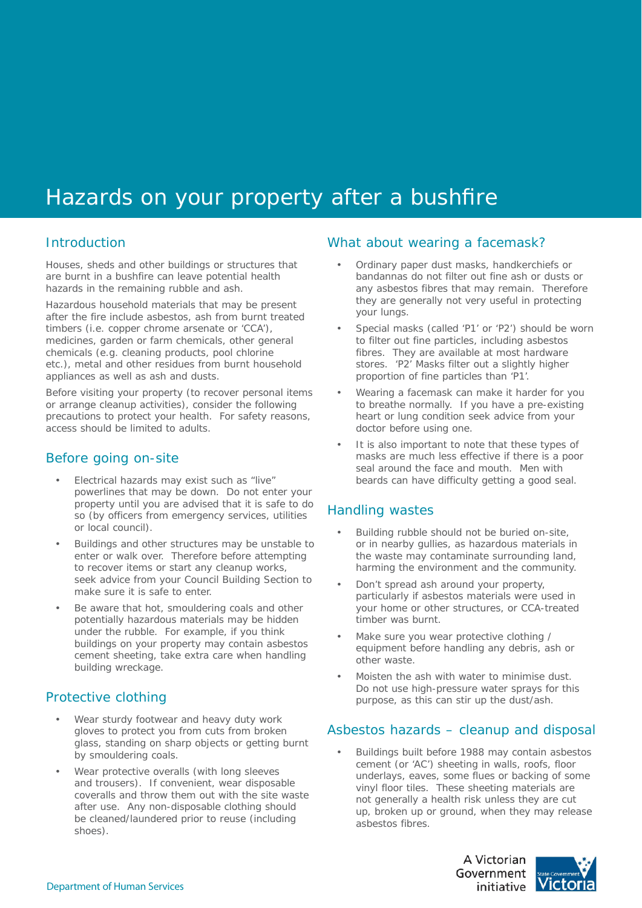# Hazards on your property after a bushfire

## Introduction

Houses, sheds and other buildings or structures that are burnt in a bushfire can leave potential health hazards in the remaining rubble and ash.

Hazardous household materials that may be present after the fire include asbestos, ash from burnt treated timbers (i.e. copper chrome arsenate or 'CCA'), medicines, garden or farm chemicals, other general chemicals (e.g. cleaning products, pool chlorine etc.), metal and other residues from burnt household appliances as well as ash and dusts.

Before visiting your property (to recover personal items or arrange cleanup activities), consider the following precautions to protect your health. For safety reasons, access should be limited to adults.

## Before going on-site

- Electrical hazards may exist such as "live" powerlines that may be down. Do not enter your property until you are advised that it is safe to do so (by officers from emergency services, utilities or local council).
- Buildings and other structures may be unstable to enter or walk over. Therefore before attempting to recover items or start any cleanup works, seek advice from your Council Building Section to make sure it is safe to enter.
- Be aware that hot, smouldering coals and other potentially hazardous materials may be hidden under the rubble. For example, if you think buildings on your property may contain asbestos cement sheeting, take extra care when handling building wreckage.

## Protective clothing

- Wear sturdy footwear and heavy duty work gloves to protect you from cuts from broken glass, standing on sharp objects or getting burnt by smouldering coals.
- Wear protective overalls (with long sleeves and trousers). If convenient, wear disposable coveralls and throw them out with the site waste after use. Any non-disposable clothing should be cleaned/laundered prior to reuse (including shoes).

## What about wearing a facemask?

- Ordinary paper dust masks, handkerchiefs or bandannas do not filter out fine ash or dusts or any asbestos fibres that may remain. Therefore they are generally not very useful in protecting your lungs.
- Special masks (called 'P1' or 'P2') should be worn to filter out fine particles, including asbestos fibres. They are available at most hardware stores. 'P2' Masks filter out a slightly higher proportion of fine particles than 'P1'.
- Wearing a facemask can make it harder for you to breathe normally. If you have a pre-existing heart or lung condition seek advice from your doctor before using one.
- It is also important to note that these types of masks are much less effective if there is a poor seal around the face and mouth. Men with beards can have difficulty getting a good seal.

## Handling wastes

- Building rubble should not be buried on-site, or in nearby gullies, as hazardous materials in the waste may contaminate surrounding land, harming the environment and the community.
- Don't spread ash around your property, particularly if asbestos materials were used in your home or other structures, or CCA-treated timber was burnt.
- Make sure you wear protective clothing / equipment before handling any debris, ash or other waste.
- Moisten the ash with water to minimise dust. Do not use high-pressure water sprays for this purpose, as this can stir up the dust/ash.

## Asbestos hazards – cleanup and disposal

- Buildings built before 1988 may contain asbestos cement (or 'AC') sheeting in walls, roofs, floor underlays, eaves, some flues or backing of some vinyl floor tiles. These sheeting materials are not generally a health risk unless they are cut up, broken up or ground, when they may release asbestos fibres.

Department of Human Services

A Victorian Government initiative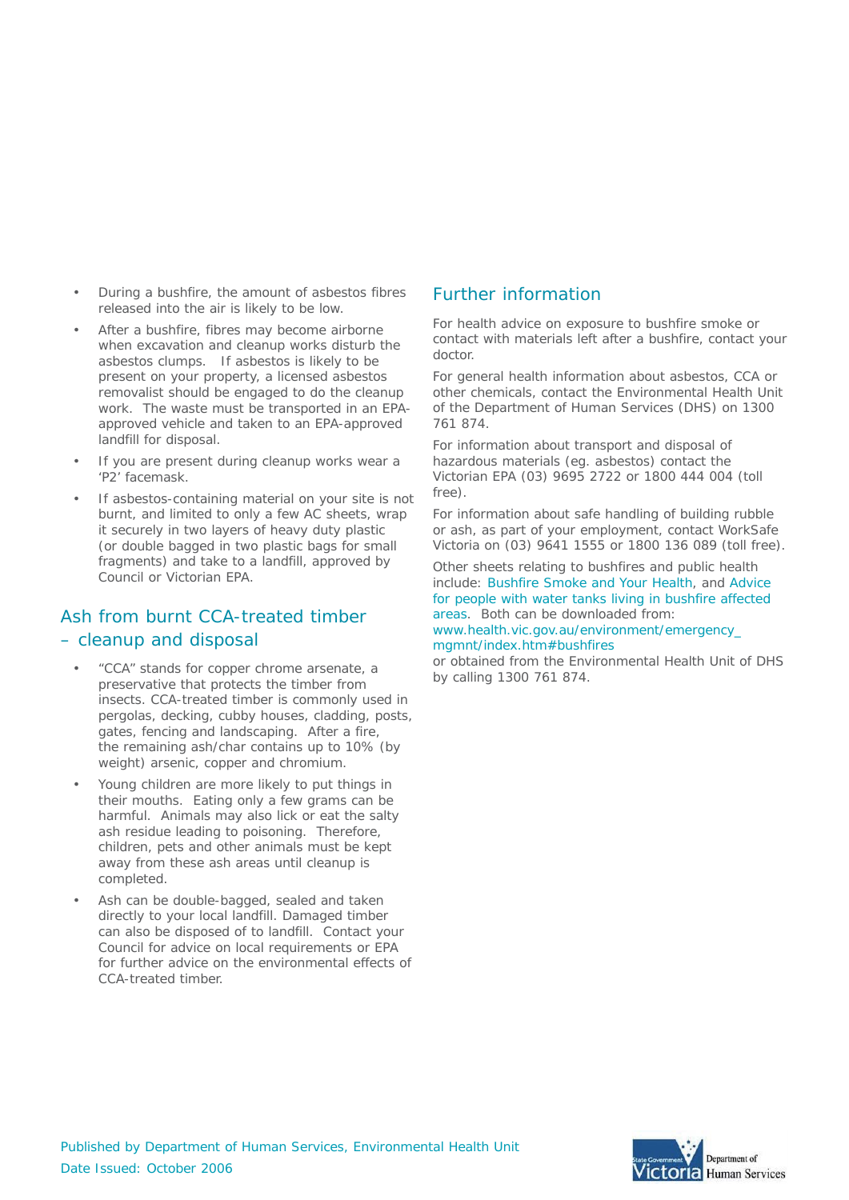- During a bushfire, the amount of asbestos fibres released into the air is likely to be low.
- After a bushfire, fibres may become airborne when excavation and cleanup works disturb the asbestos clumps. If asbestos is likely to be present on your property, a licensed asbestos removalist should be engaged to do the cleanup work. The waste must be transported in an EPA-approved vehicle and taken to an EPA-approved landfill for disposal.
- If you are present during cleanup works wear a 'P2' facemask.
- If asbestos-containing material on your site is not burnt, and limited to only a few AC sheets, wrap it securely in two layers of heavy duty plastic (or double bagged in two plastic bags for small fragments) and take to a landfill, approved by Council or Victorian EPA.

## Ash from burnt CCA-treated timber – cleanup and disposal

- "CCA" stands for copper chrome arsenate, a preservative that protects the timber from insects. CCA-treated timber is commonly used in pergolas, decking, cubby houses, cladding, posts, gates, fencing and landscaping. After a fire, the remaining ash/char contains up to 10% (by weight) arsenic, copper and chromium.
- Young children are more likely to put things in their mouths. Eating only a few grams can be harmful. Animals may also lick or eat the salty ash residue leading to poisoning. Therefore, children, pets and other animals must be kept away from these ash areas until cleanup is completed.
- Ash can be double-bagged, sealed and taken directly to your local landfill. Damaged timber can also be disposed of to landfill. Contact your Council for advice on local requirements or EPA for further advice on the environmental effects of CCA-treated timber.

## Further information

For health advice on exposure to bushfire smoke or contact with materials left after a bushfire, contact your doctor.

For general health information about asbestos, CCA or other chemicals, contact the Environmental Health Unit of the Department of Human Services (DHS) on 1300 761 874.

For information about transport and disposal of hazardous materials (eg. asbestos) contact the Victorian EPA (03) 9695 2722 or 1800 444 004 (toll free).

For information about safe handling of building rubble or ash, as part of your employment, contact WorkSafe Victoria on (03) 9641 1555 or 1800 136 089 (toll free).

Other sheets relating to bushfires and public health include: Bushfire Smoke and Your Health, and Advice for people with water tanks living in bushfire affected areas. Both can be downloaded from:
www.health.vic.gov.au/environment/emergency_mgmnt/index.htm#bushfires
or obtained from the Environmental Health Unit of DHS by calling 1300 761 874.

Published by Department of Human Services, Environmental Health Unit
Date Issued: October 2006